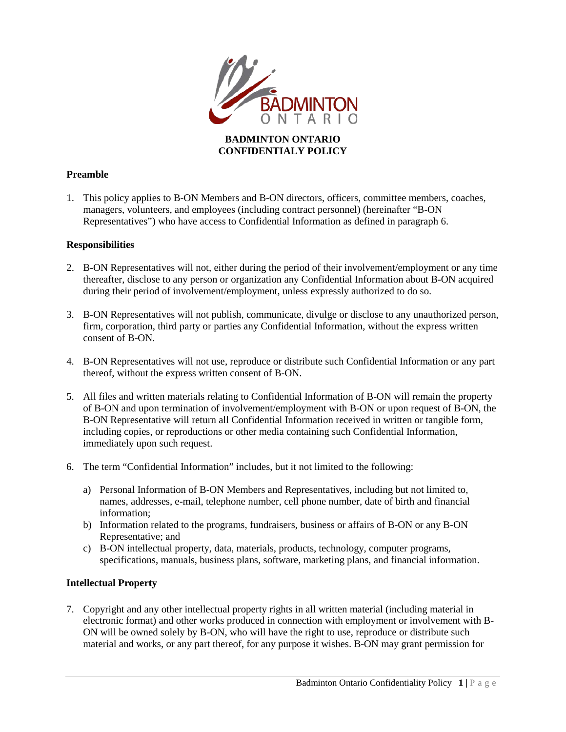**BADMINTON ONTARIO**
**CONFIDENTIALY POLICY**

## Preamble

1. This policy applies to B-ON Members and B-ON directors, officers, committee members, coaches, managers, volunteers, and employees (including contract personnel) (hereinafter "B-ON Representatives") who have access to Confidential Information as defined in paragraph 6.

## Responsibilities

2. B-ON Representatives will not, either during the period of their involvement/employment or any time thereafter, disclose to any person or organization any Confidential Information about B-ON acquired during their period of involvement/employment, unless expressly authorized to do so.

3. B-ON Representatives will not publish, communicate, divulge or disclose to any unauthorized person, firm, corporation, third party or parties any Confidential Information, without the express written consent of B-ON.

4. B-ON Representatives will not use, reproduce or distribute such Confidential Information or any part thereof, without the express written consent of B-ON.

5. All files and written materials relating to Confidential Information of B-ON will remain the property of B-ON and upon termination of involvement/employment with B-ON or upon request of B-ON, the B-ON Representative will return all Confidential Information received in written or tangible form, including copies, or reproductions or other media containing such Confidential Information, immediately upon such request.

6. The term "Confidential Information" includes, but it not limited to the following:

   a) Personal Information of B-ON Members and Representatives, including but not limited to, names, addresses, e-mail, telephone number, cell phone number, date of birth and financial information;
   b) Information related to the programs, fundraisers, business or affairs of B-ON or any B-ON Representative; and
   c) B-ON intellectual property, data, materials, products, technology, computer programs, specifications, manuals, business plans, software, marketing plans, and financial information.

## Intellectual Property

7. Copyright and any other intellectual property rights in all written material (including material in electronic format) and other works produced in connection with employment or involvement with B-ON will be owned solely by B-ON, who will have the right to use, reproduce or distribute such material and works, or any part thereof, for any purpose it wishes. B-ON may grant permission for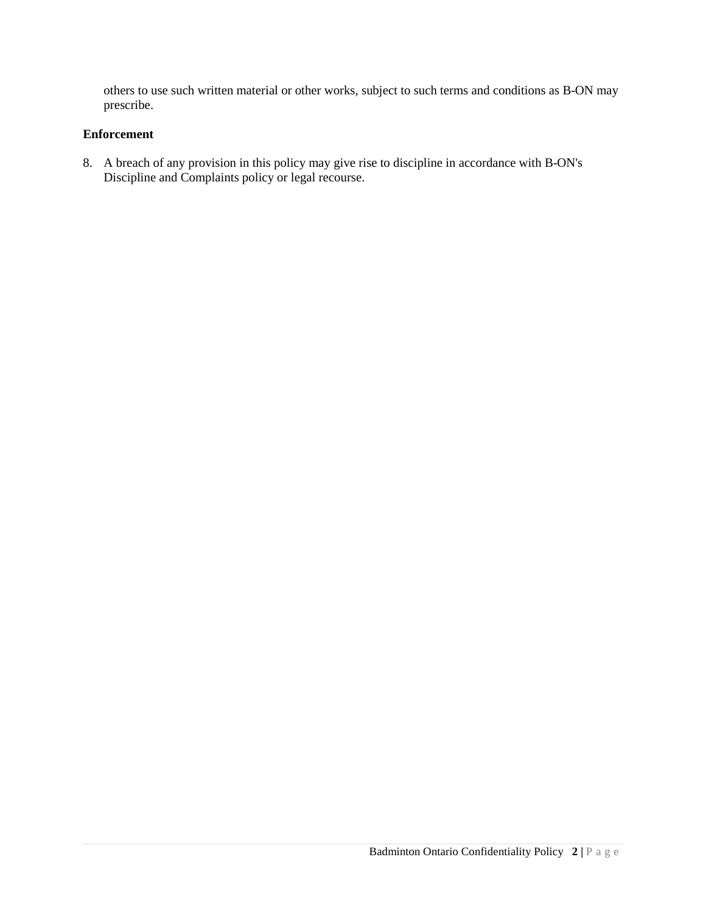others to use such written material or other works, subject to such terms and conditions as B-ON may prescribe.

**Enforcement**

8. A breach of any provision in this policy may give rise to discipline in accordance with B-ON's Discipline and Complaints policy or legal recourse.